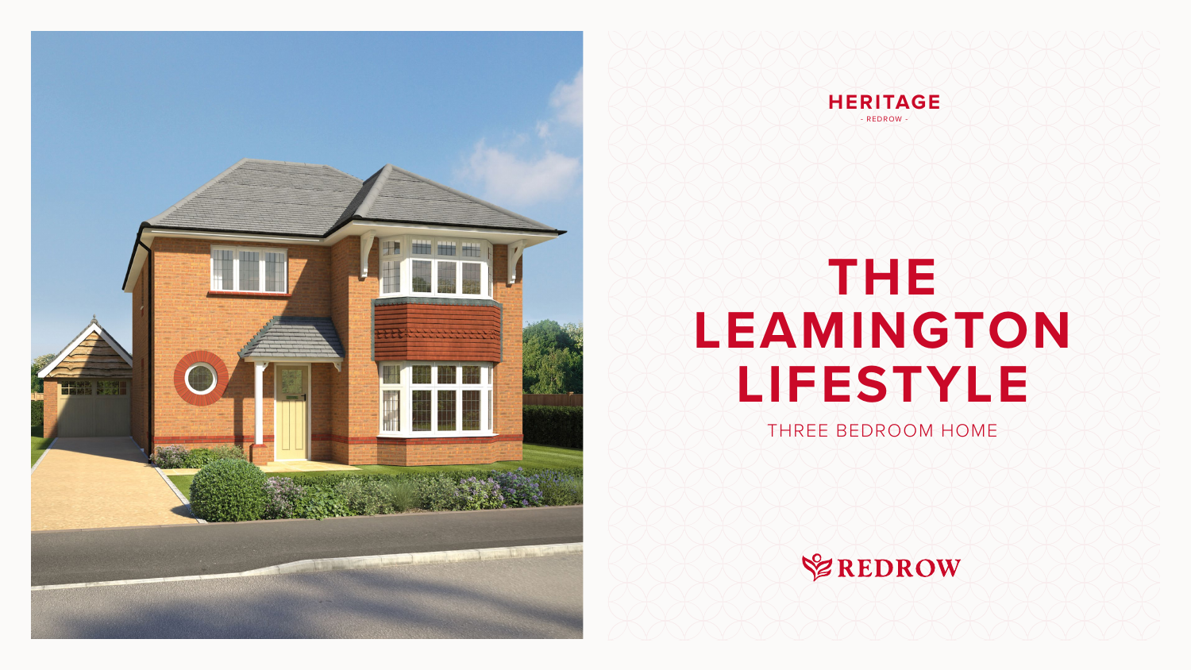HERITAGE

- REDROW -

# THE LEAMINGTON LIFESTYLE

THREE BEDROOM HOME

REDROW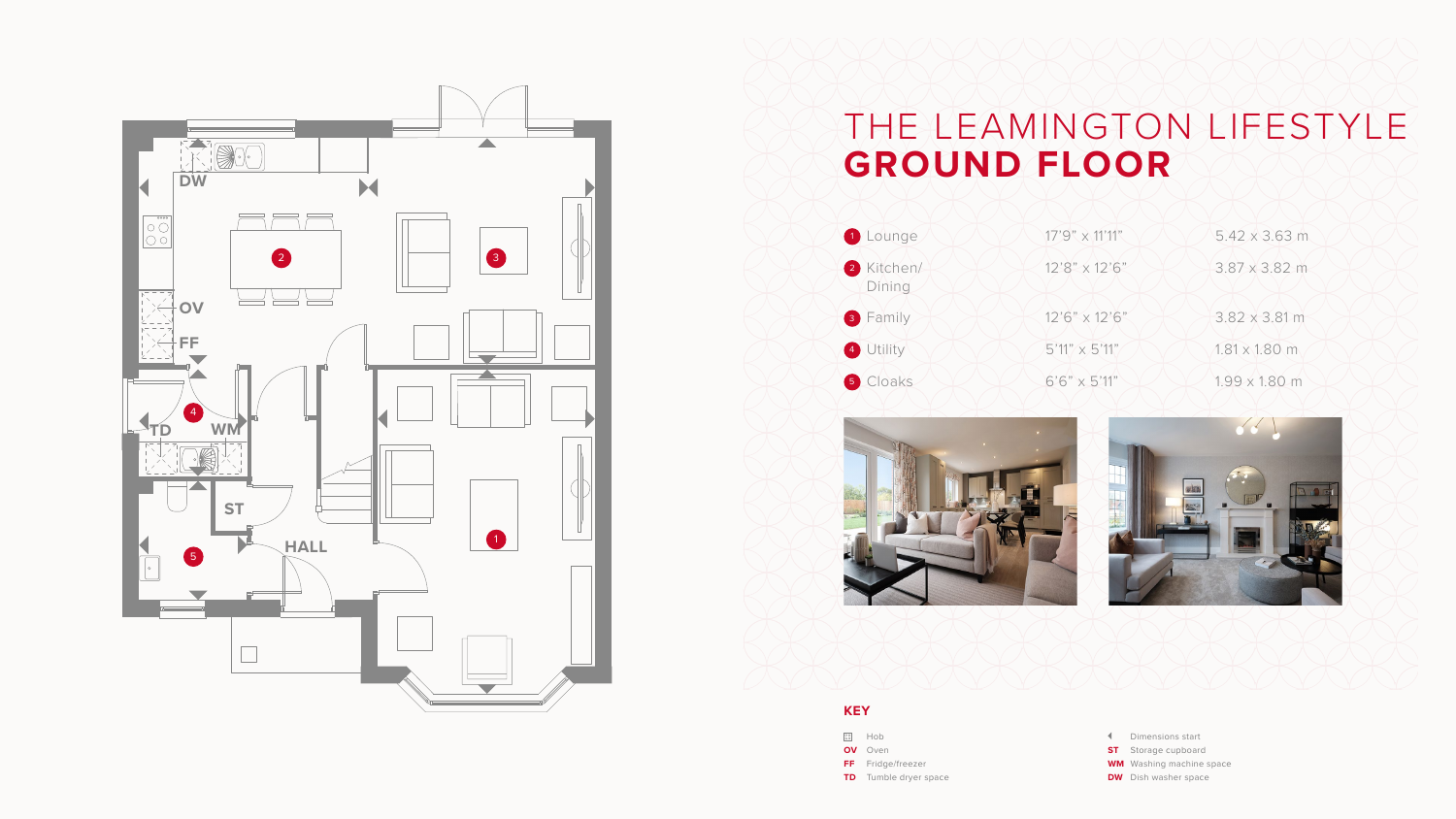# THE LEAMINGTON LIFESTYLE
# GROUND FLOOR

| | | | |
|---|---|---|---|
| 1 | Lounge | 17'9" x 11'11" | 5.42 x 3.63 m |
| 2 | Kitchen/ Dining | 12'8" x 12'6" | 3.87 x 3.82 m |
| 3 | Family | 12'6" x 12'6" | 3.82 x 3.81 m |
| 4 | Utility | 5'11" x 5'11" | 1.81 x 1.80 m |
| 5 | Cloaks | 6'6" x 5'11" | 1.99 x 1.80 m |

DW
OV
FF
TD
WM
ST
HALL

## KEY

| | | | |
|---|---|---|---|
| ⊞ | Hob | ◂ | Dimensions start |
| **OV** | Oven | **ST** | Storage cupboard |
| **FF** | Fridge/freezer | **WM** | Washing machine space |
| **TD** | Tumble dryer space | **DW** | Dish washer space |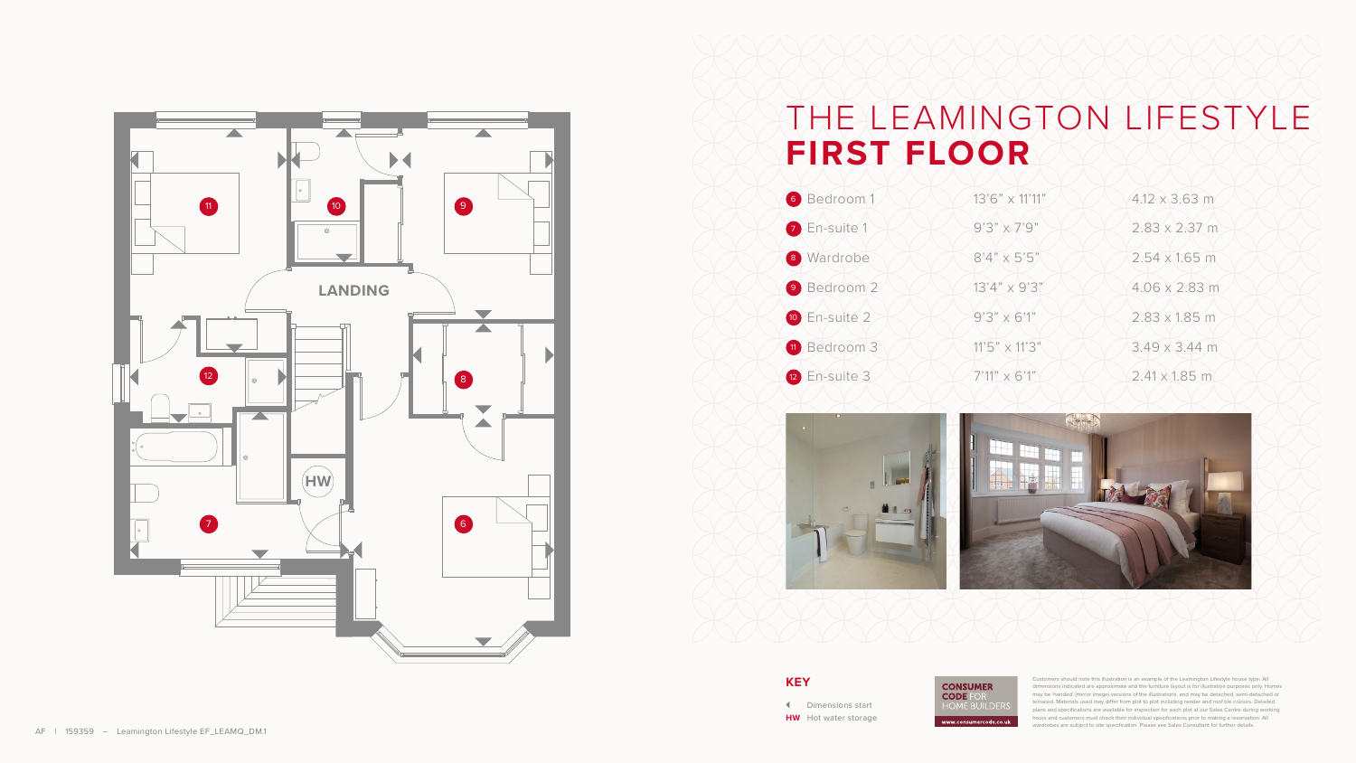# THE LEAMINGTON LIFESTYLE
## FIRST FLOOR

| | | |
|---|---|---|
| 6 Bedroom 1 | 13'6" x 11'11" | 4.12 x 3.63 m |
| 7 En-suite 1 | 9'3" x 7'9" | 2.83 x 2.37 m |
| 8 Wardrobe | 8'4" x 5'5" | 2.54 x 1.65 m |
| 9 Bedroom 2 | 13'4" x 9'3" | 4.06 x 2.83 m |
| 10 En-suite 2 | 9'3" x 6'1" | 2.83 x 1.85 m |
| 11 Bedroom 3 | 11'5" x 11'3" | 3.49 x 3.44 m |
| 12 En-suite 3 | 7'11" x 6'1" | 2.41 x 1.85 m |

LANDING

HW

### KEY

◀ Dimensions start

**HW** Hot water storage

CONSUMER CODE FOR HOME BUILDERS
www.consumercode.co.uk

Customers should note this illustration is an example of the Leamington Lifestyle house type. All dimensions indicated are approximate and the furniture layout is for illustrative purposes only. Homes may be 'handed' (mirror image) versions of the illustrations, and may be detached, semi-detached or terraced. Materials used may differ from plot to plot including render and roof tile colours. Detailed plans and specifications are available for inspection for each plot at our Sales Centre during working hours and customers must check their individual specifications prior to making a reservation. All wardrobes are subject to site specification. Please see Sales Consultant for further details.

AF | 159359 – Leamington Lifestyle EF_LEAMQ_DM.1